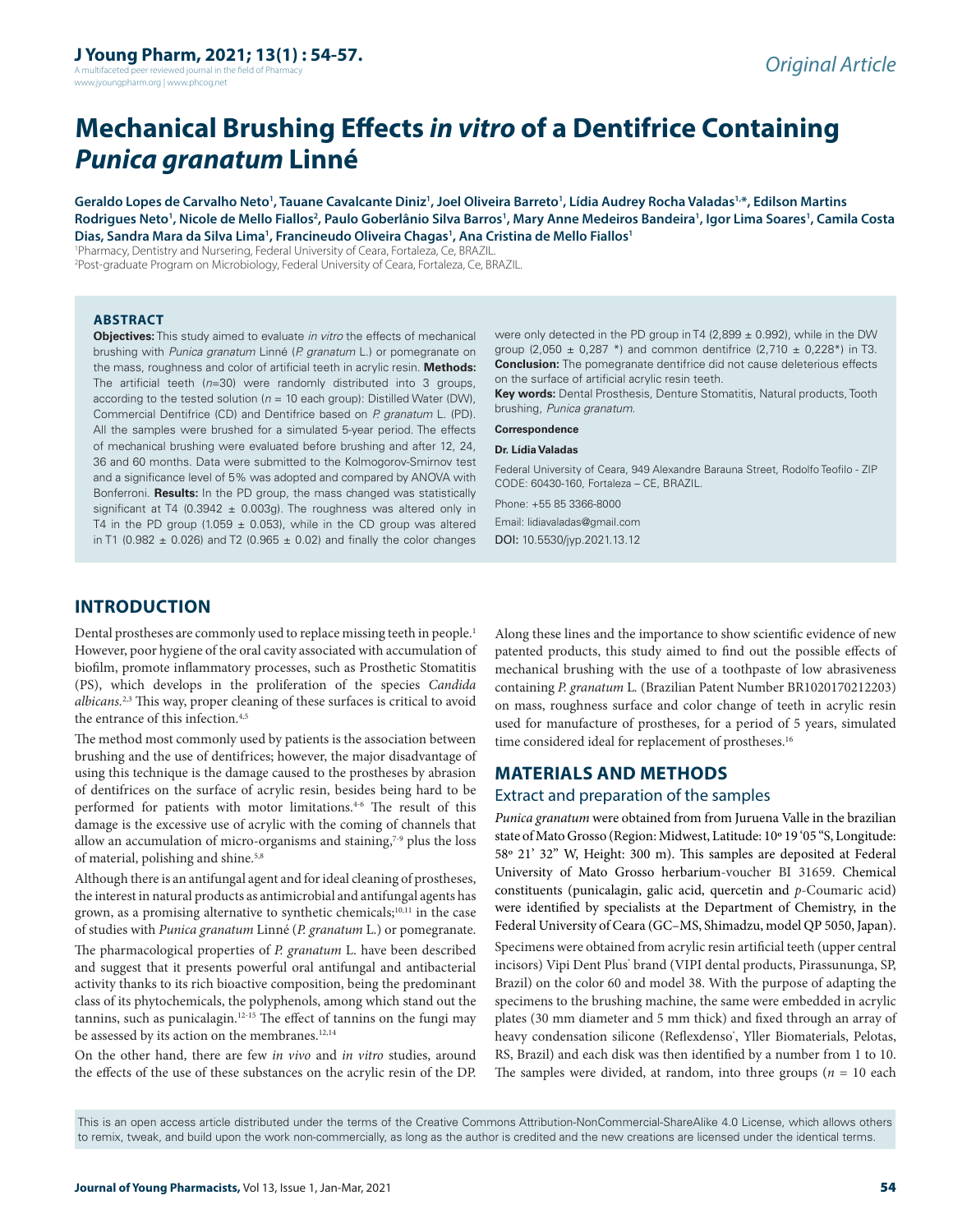# Mechanical Brushing Effects *in vitro* of a Dentifrice Containing *Punica granatum* Linné

**Geraldo Lopes de Carvalho Neto[1], Tauane Cavalcante Diniz[1], Joel Oliveira Barreto[1], Lídia Audrey Rocha Valadas[1,*], Edilson Martins Rodrigues Neto[1], Nicole de Mello Fiallos[2], Paulo Goberlânio Silva Barros[1], Mary Anne Medeiros Bandeira[1], Igor Lima Soares[1], Camila Costa Dias, Sandra Mara da Silva Lima[1], Francineudo Oliveira Chagas[1], Ana Cristina de Mello Fiallos[1]**

[1]Pharmacy, Dentistry and Nurisering, Federal University of Ceara, Fortaleza, Ce, BRAZIL.
[2]Post-graduate Program on Microbiology, Federal University of Ceara, Fortaleza, Ce, BRAZIL.

## ABSTRACT

**Objectives:** This study aimed to evaluate *in vitro* the effects of mechanical brushing with *Punica granatum* Linné (*P. granatum* L.) or pomegranate on the mass, roughness and color of artificial teeth in acrylic resin. **Methods:** The artificial teeth ($n$=30) were randomly distributed into 3 groups, according to the tested solution ($n$ = 10 each group): Distilled Water (DW), Commercial Dentifrice (CD) and Dentifrice based on *P. granatum* L. (PD). All the samples were brushed for a simulated 5-year period. The effects of mechanical brushing were evaluated before brushing and after 12, 24, 36 and 60 months. Data were submitted to the Kolmogorov-Smirnov test and a significance level of 5% was adopted and compared by ANOVA with Bonferroni. **Results:** In the PD group, the mass changed was statistically significant at T4 (0.3942 ± 0.003g). The roughness was altered only in T4 in the PD group (1.059 ± 0.053), while in the CD group was altered in T1 (0.982 ± 0.026) and T2 (0.965 ± 0.02) and finally the color changes were only detected in the PD group in T4 (2,899 ± 0.992), while in the DW group (2,050 ± 0,287 *) and common dentifrice (2,710 ± 0,228*) in T3. **Conclusion:** The pomegranate dentifrice did not cause deleterious effects on the surface of artificial acrylic resin teeth.

**Key words:** Dental Prosthesis, Denture Stomatitis, Natural products, Tooth brushing, *Punica granatum*.

**Correspondence**

**Dr. Lídia Valadas**

Federal University of Ceara, 949 Alexandre Barauna Street, Rodolfo Teofilo - ZIP CODE: 60430-160, Fortaleza – CE, BRAZIL.

Phone: +55 85 3366-8000

Email: lidiavaladas@gmail.com

DOI: 10.5530/jyp.2021.13.12

## INTRODUCTION

Dental prostheses are commonly used to replace missing teeth in people.[1] However, poor hygiene of the oral cavity associated with accumulation of biofilm, promote inflammatory processes, such as Prosthetic Stomatitis (PS), which develops in the proliferation of the species *Candida albicans*.[2,3] This way, proper cleaning of these surfaces is critical to avoid the entrance of this infection.[4,5]

The method most commonly used by patients is the association between brushing and the use of dentifrices; however, the major disadvantage of using this technique is the damage caused to the prostheses by abrasion of dentifrices on the surface of acrylic resin, besides being hard to be performed for patients with motor limitations.[4-6] The result of this damage is the excessive use of acrylic with the coming of channels that allow an accumulation of micro-organisms and staining,[7-9] plus the loss of material, polishing and shine.[5,8]

Although there is an antifungal agent and for ideal cleaning of prostheses, the interest in natural products as antimicrobial and antifungal agents has grown, as a promising alternative to synthetic chemicals;[10,11] in the case of studies with *Punica granatum* Linné (*P. granatum* L.) or pomegranate.

The pharmacological properties of *P. granatum* L. have been described and suggest that it presents powerful oral antifungal and antibacterial activity thanks to its rich bioactive composition, being the predominant class of its phytochemicals, the polyphenols, among which stand out the tannins, such as punicalagin.[12-15] The effect of tannins on the fungi may be assessed by its action on the membranes.[12,14]

On the other hand, there are few *in vivo* and *in vitro* studies, around the effects of the use of these substances on the acrylic resin of the DP. Along these lines and the importance to show scientific evidence of new patented products, this study aimed to find out the possible effects of mechanical brushing with the use of a toothpaste of low abrasiveness containing *P. granatum* L. (Brazilian Patent Number BR1020170212203) on mass, roughness surface and color change of teeth in acrylic resin used for manufacture of prostheses, for a period of 5 years, simulated time considered ideal for replacement of prostheses.[16]

## MATERIALS AND METHODS

### Extract and preparation of the samples

*Punica granatum* were obtained from from Juruena Valle in the brazilian state of Mato Grosso (Region: Midwest, Latitude: 10º 19 '05 "S, Longitude: 58º 21' 32" W, Height: 300 m). This samples are deposited at Federal University of Mato Grosso herbarium-voucher BI 31659. Chemical constituents (punicalagin, galic acid, quercetin and *p*-Coumaric acid) were identified by specialists at the Department of Chemistry, in the Federal University of Ceara (GC–MS, Shimadzu, model QP 5050, Japan).

Specimens were obtained from acrylic resin artificial teeth (upper central incisors) Vipi Dent Plus® brand (VIPI dental products, Pirassununga, SP, Brazil) on the color 60 and model 38. With the purpose of adapting the specimens to the brushing machine, the same were embedded in acrylic plates (30 mm diameter and 5 mm thick) and fixed through an array of heavy condensation silicone (Reflexdenso®, Yller Biomaterials, Pelotas, RS, Brazil) and each disk was then identified by a number from 1 to 10. The samples were divided, at random, into three groups ($n$ = 10 each

This is an open access article distributed under the terms of the Creative Commons Attribution-NonCommercial-ShareAlike 4.0 License, which allows others to remix, tweak, and build upon the work non-commercially, as long as the author is credited and the new creations are licensed under the identical terms.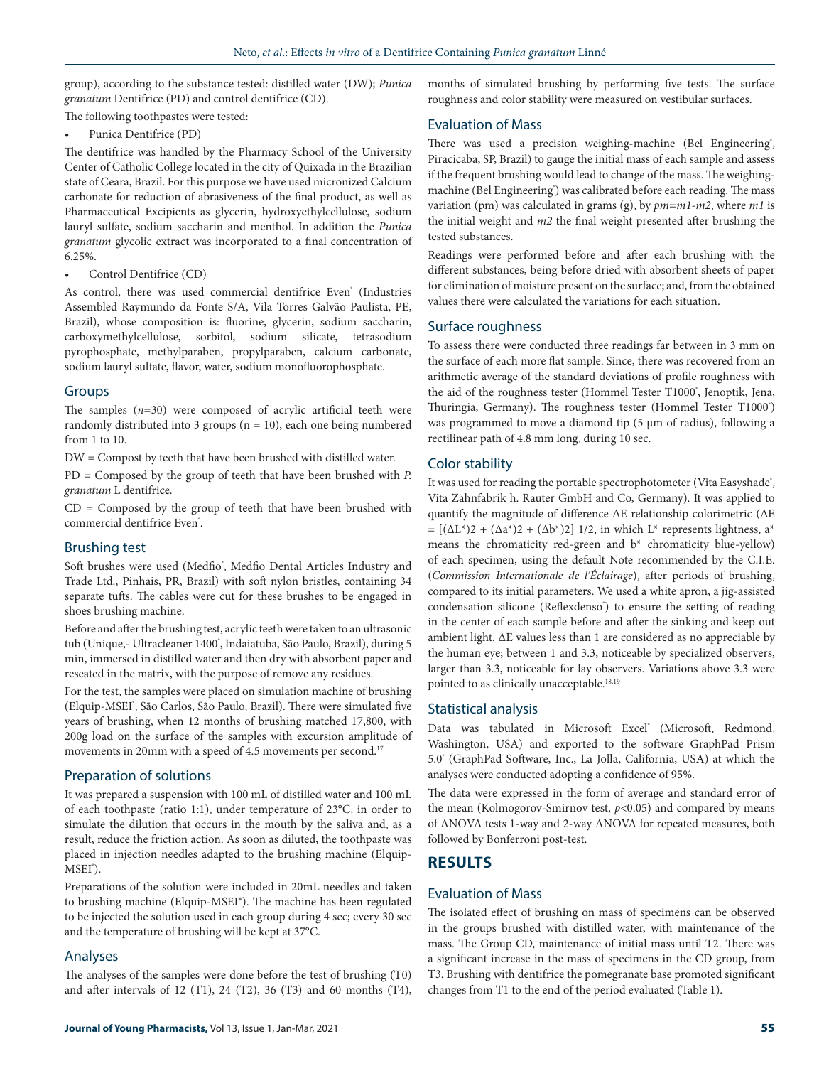group), according to the substance tested: distilled water (DW); *Punica granatum* Dentifrice (PD) and control dentifrice (CD).

The following toothpastes were tested:

- Punica Dentifrice (PD)

The dentifrice was handled by the Pharmacy School of the University Center of Catholic College located in the city of Quixada in the Brazilian state of Ceara, Brazil. For this purpose we have used micronized Calcium carbonate for reduction of abrasiveness of the final product, as well as Pharmaceutical Excipients as glycerin, hydroxyethylcellulose, sodium lauryl sulfate, sodium saccharin and menthol. In addition the *Punica granatum* glycolic extract was incorporated to a final concentration of 6.25%.

- Control Dentifrice (CD)

As control, there was used commercial dentifrice Even® (Industries Assembled Raymundo da Fonte S/A, Vila Torres Galvão Paulista, PE, Brazil), whose composition is: fluorine, glycerin, sodium saccharin, carboxymethylcellulose, sorbitol, sodium silicate, tetrasodium pyrophosphate, methylparaben, propylparaben, calcium carbonate, sodium lauryl sulfate, flavor, water, sodium monofluorophosphate.

## Groups

The samples ($n$=30) were composed of acrylic artificial teeth were randomly distributed into 3 groups (n = 10), each one being numbered from 1 to 10.

DW = Compost by teeth that have been brushed with distilled water.

PD = Composed by the group of teeth that have been brushed with *P. granatum* L dentifrice.

CD = Composed by the group of teeth that have been brushed with commercial dentifrice Even®.

## Brushing test

Soft brushes were used (Medfio®, Medfio Dental Articles Industry and Trade Ltd., Pinhais, PR, Brazil) with soft nylon bristles, containing 34 separate tufts. The cables were cut for these brushes to be engaged in shoes brushing machine.

Before and after the brushing test, acrylic teeth were taken to an ultrasonic tub (Unique,- Ultracleaner 1400®, Indaiatuba, São Paulo, Brazil), during 5 min, immersed in distilled water and then dry with absorbent paper and reseated in the matrix, with the purpose of remove any residues.

For the test, the samples were placed on simulation machine of brushing (Elquip-MSEI®, São Carlos, São Paulo, Brazil). There were simulated five years of brushing, when 12 months of brushing matched 17,800, with 200g load on the surface of the samples with excursion amplitude of movements in 20mm with a speed of 4.5 movements per second.[17]

## Preparation of solutions

It was prepared a suspension with 100 mL of distilled water and 100 mL of each toothpaste (ratio 1:1), under temperature of 23°C, in order to simulate the dilution that occurs in the mouth by the saliva and, as a result, reduce the friction action. As soon as diluted, the toothpaste was placed in injection needles adapted to the brushing machine (Elquip-MSEI®).

Preparations of the solution were included in 20mL needles and taken to brushing machine (Elquip-MSEI®). The machine has been regulated to be injected the solution used in each group during 4 sec; every 30 sec and the temperature of brushing will be kept at 37°C.

## Analyses

The analyses of the samples were done before the test of brushing (T0) and after intervals of 12 (T1), 24 (T2), 36 (T3) and 60 months (T4), months of simulated brushing by performing five tests. The surface roughness and color stability were measured on vestibular surfaces.

## Evaluation of Mass

There was used a precision weighing-machine (Bel Engineering®, Piracicaba, SP, Brazil) to gauge the initial mass of each sample and assess if the frequent brushing would lead to change of the mass. The weighing-machine (Bel Engineering®) was calibrated before each reading. The mass variation (pm) was calculated in grams (g), by $pm = m1 - m2$, where $m1$ is the initial weight and $m2$ the final weight presented after brushing the tested substances.

Readings were performed before and after each brushing with the different substances, being before dried with absorbent sheets of paper for elimination of moisture present on the surface; and, from the obtained values there were calculated the variations for each situation.

## Surface roughness

To assess there were conducted three readings far between in 3 mm on the surface of each more flat sample. Since, there was recovered from an arithmetic average of the standard deviations of profile roughness with the aid of the roughness tester (Hommel Tester T1000®, Jenoptik, Jena, Thuringia, Germany). The roughness tester (Hommel Tester T1000®) was programmed to move a diamond tip (5 μm of radius), following a rectilinear path of 4.8 mm long, during 10 sec.

## Color stability

It was used for reading the portable spectrophotometer (Vita Easyshade®, Vita Zahnfabrik h. Rauter GmbH and Co, Germany). It was applied to quantify the magnitude of difference ΔE relationship colorimetric ($\Delta E = [(\Delta L^*)2 + (\Delta a^*)2 + (\Delta b^*)2]\ 1/2$, in which L* represents lightness, a* means the chromaticity red-green and b* chromaticity blue-yellow) of each specimen, using the default Note recommended by the C.I.E. (*Commission Internationale de l'Éclairage*), after periods of brushing, compared to its initial parameters. We used a white apron, a jig-assisted condensation silicone (Reflexdenso®) to ensure the setting of reading in the center of each sample before and after the sinking and keep out ambient light. ΔE values less than 1 are considered as no appreciable by the human eye; between 1 and 3.3, noticeable by specialized observers, larger than 3.3, noticeable for lay observers. Variations above 3.3 were pointed to as clinically unacceptable.[18,19]

## Statistical analysis

Data was tabulated in Microsoft Excel® (Microsoft, Redmond, Washington, USA) and exported to the software GraphPad Prism 5.0® (GraphPad Software, Inc., La Jolla, California, USA) at which the analyses were conducted adopting a confidence of 95%.

The data were expressed in the form of average and standard error of the mean (Kolmogorov-Smirnov test, $p<0.05$) and compared by means of ANOVA tests 1-way and 2-way ANOVA for repeated measures, both followed by Bonferroni post-test.

# RESULTS

## Evaluation of Mass

The isolated effect of brushing on mass of specimens can be observed in the groups brushed with distilled water, with maintenance of the mass. The Group CD, maintenance of initial mass until T2. There was a significant increase in the mass of specimens in the CD group, from T3. Brushing with dentifrice the pomegranate base promoted significant changes from T1 to the end of the period evaluated (Table 1).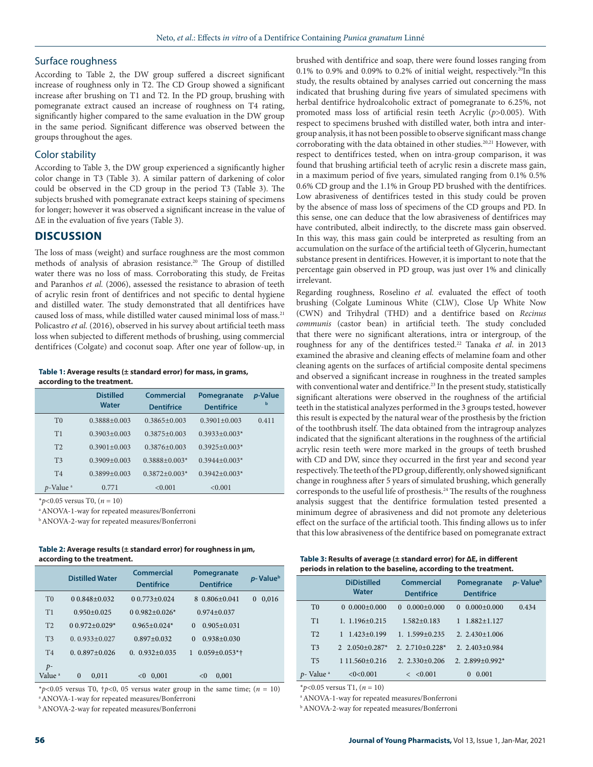## Surface roughness

According to Table 2, the DW group suffered a discreet significant increase of roughness only in T2. The CD Group showed a significant increase after brushing on T1 and T2. In the PD group, brushing with pomegranate extract caused an increase of roughness on T4 rating, significantly higher compared to the same evaluation in the DW group in the same period. Significant difference was observed between the groups throughout the ages.

## Color stability

According to Table 3, the DW group experienced a significantly higher color change in T3 (Table 3). A similar pattern of darkening of color could be observed in the CD group in the period T3 (Table 3). The subjects brushed with pomegranate extract keeps staining of specimens for longer; however it was observed a significant increase in the value of ΔE in the evaluation of five years (Table 3).

# DISCUSSION

The loss of mass (weight) and surface roughness are the most common methods of analysis of abrasion resistance.[20] The Group of distilled water there was no loss of mass. Corroborating this study, de Freitas and Paranhos *et al.* (2006), assessed the resistance to abrasion of teeth of acrylic resin front of dentifrices and not specific to dental hygiene and distilled water. The study demonstrated that all dentifrices have caused loss of mass, while distilled water caused minimal loss of mass.[21] Policastro *et al.* (2016), observed in his survey about artificial teeth mass loss when subjected to different methods of brushing, using commercial dentifrices (Colgate) and coconut soap. After one year of follow-up, in brushed with dentifrice and soap, there were found losses ranging from 0.1% to 0.9% and 0.09% to 0.2% of initial weight, respectively.[20]In this study, the results obtained by analyses carried out concerning the mass indicated that brushing during five years of simulated specimens with herbal dentifrice hydroalcoholic extract of pomegranate to 6.25%, not promoted mass loss of artificial resin teeth Acrylic ($p$>0.005). With respect to specimens brushed with distilled water, both intra and inter-group analysis, it has not been possible to observe significant mass change corroborating with the data obtained in other studies.[20,21] However, with respect to dentifrices tested, when on intra-group comparison, it was found that brushing artificial teeth of acrylic resin a discrete mass gain, in a maximum period of five years, simulated ranging from 0.1% 0.5% 0.6% CD group and the 1.1% in Group PD brushed with the dentifrices. Low abrasiveness of dentifrices tested in this study could be proven by the absence of mass loss of specimens of the CD groups and PD. In this sense, one can deduce that the low abrasiveness of dentifrices may have contributed, albeit indirectly, to the discrete mass gain observed. In this way, this mass gain could be interpreted as resulting from an accumulation on the surface of the artificial teeth of Glycerin, humectant substance present in dentifrices. However, it is important to note that the percentage gain observed in PD group, was just over 1% and clinically irrelevant.

**Table 1: Average results (± standard error) for mass, in grams, according to the treatment.**

| | Distilled Water | Commercial Dentifrice | Pomegranate Dentifrice | $p$-Value [b] |
|---|---|---|---|---|
| T0 | 0.3888±0.003 | 0.3865±0.003 | 0.3901±0.003 | 0.411 |
| T1 | 0.3903±0.003 | 0.3875±0.003 | 0.3933±0.003* | |
| T2 | 0.3901±0.003 | 0.3876±0.003 | 0.3925±0.003* | |
| T3 | 0.3909±0.003 | 0.3888±0.003* | 0.3944±0.003* | |
| T4 | 0.3899±0.003 | 0.3872±0.003* | 0.3942±0.003* | |
| $p$-Value [a] | 0.771 | <0.001 | <0.001 | |

*$p$<0.05 versus T0, ($n$ = 10)

[a] ANOVA-1-way for repeated measures/Bonferroni

[b] ANOVA-2-way for repeated measures/Bonferroni

**Table 2: Average results (± standard error) for roughness in μm, according to the treatment.**

| | Distilled Water | Commercial Dentifrice | Pomegranate Dentifrice | $p$- Value[b] |
|---|---|---|---|---|
| T0 | 0 0.848±0.032 | 0 0.773±0.024 | 8 0.806±0.041 | 0 0,016 |
| T1 | 0.950±0.025 | 0 0.982±0.026* | 0.974±0.037 | |
| T2 | 0 0.972±0.029* | 0.965±0.024* | 0 0.905±0.031 | |
| T3 | 0. 0.933±0.027 | 0.897±0.032 | 0 0.938±0.030 | |
| T4 | 0. 0.897±0.026 | 0. 0.932±0.035 | 1 0.059±0.053*† | |
| $p$-Value [a] | 0 0,011 | <0 0,001 | <0 0,001 | |

*$p$<0.05 versus T0, †$p$<0, 05 versus water group in the same time; ($n$ = 10)

[a] ANOVA-1-way for repeated measures/Bonferroni

[b] ANOVA-2-way for repeated measures/Bonferroni

Regarding roughness, Roselino *et al.* evaluated the effect of tooth brushing (Colgate Luminous White (CLW), Close Up White Now (CWN) and Trihydral (THD) and a dentifrice based on *Recinus communis* (castor bean) in artificial teeth. The study concluded that there were no significant alterations, intra or intergroup, of the roughness for any of the dentifrices tested.[22] Tanaka *et al.* in 2013 examined the abrasive and cleaning effects of melamine foam and other cleaning agents on the surfaces of artificial composite dental specimens and observed a significant increase in roughness in the treated samples with conventional water and dentifrice.[23] In the present study, statistically significant alterations were observed in the roughness of the artificial teeth in the statistical analyzes performed in the 3 groups tested, however this result is expected by the natural wear of the prosthesis by the friction of the toothbrush itself. The data obtained from the intragroup analyzes indicated that the significant alterations in the roughness of the artificial acrylic resin teeth were more marked in the groups of teeth brushed with CD and DW, since they occurred in the first year and second year respectively. The teeth of the PD group, differently, only showed significant change in roughness after 5 years of simulated brushing, which generally corresponds to the useful life of prosthesis.[24] The results of the roughness analysis suggest that the dentifrice formulation tested presented a minimum degree of abrasiveness and did not promote any deleterious effect on the surface of the artificial tooth. This finding allows us to infer that this low abrasiveness of the dentifrice based on pomegranate extract

**Table 3: Results of average (± standard error) for ΔE, in different periods in relation to the baseline, according to the treatment.**

| | DiDistilled Water | Commercial Dentifrice | Pomegranate Dentifrice | $p$- Value[b] |
|---|---|---|---|---|
| T0 | 0 0.000±0.000 | 0 0.000±0.000 | 0 0.000±0.000 | 0.434 |
| T1 | 1. 1.196±0.215 | 1.582±0.183 | 1 1.882±1.127 | |
| T2 | 1 1.423±0.199 | 1. 1.599±0.235 | 2. 2.430±1.006 | |
| T3 | 2 2.050±0.287* | 2. 2.710±0.228* | 2. 2.403±0.984 | |
| T5 | 1 11.560±0.216 | 2. 2.330±0.206 | 2. 2.899±0.992* | |
| $p$- Value [a] | <0<0.001 | < <0.001 | 0 0.001 | |

*$p$<0.05 versus T1, ($n$ = 10)

[a] ANOVA-1-way for repeated measures/Bonferroni

[b] ANOVA-2-way for repeated measures/Bonferroni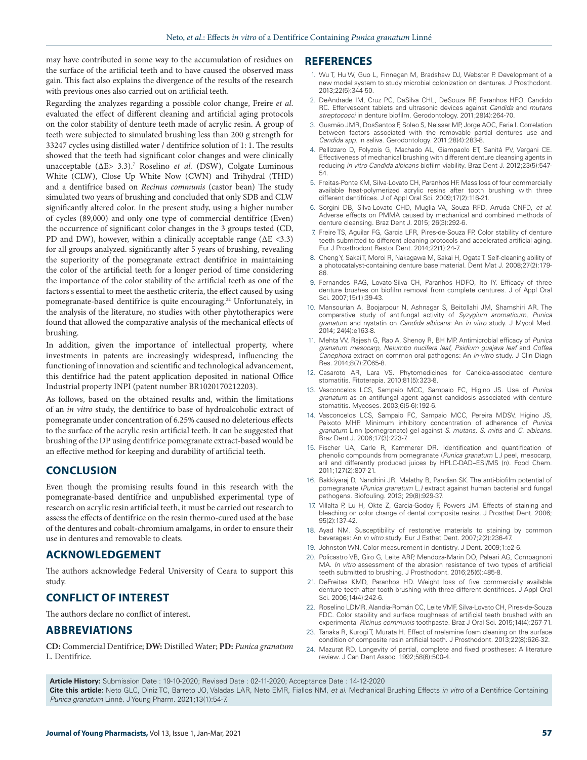may have contributed in some way to the accumulation of residues on the surface of the artificial teeth and to have caused the observed mass gain. This fact also explains the divergence of the results of the research with previous ones also carried out on artificial teeth.

Regarding the analyzes regarding a possible color change, Freire *et al.* evaluated the effect of different cleaning and artificial aging protocols on the color stability of denture teeth made of acrylic resin. A group of teeth were subjected to simulated brushing less than 200 g strength for 33247 cycles using distilled water / dentifrice solution of 1: 1. The results showed that the teeth had significant color changes and were clinically unacceptable (ΔE> 3.3).[7] Roselino *et al.* (DSW), Colgate Luminous White (CLW), Close Up White Now (CWN) and Trihydral (THD) and a dentifrice based on *Recinus communis* (castor bean) The study simulated two years of brushing and concluded that only SDB and CLW significantly altered color. In the present study, using a higher number of cycles (89,000) and only one type of commercial dentifrice (Even) the occurrence of significant color changes in the 3 groups tested (CD, PD and DW), however, within a clinically acceptable range (ΔE <3.3) for all groups analyzed. significantly after 5 years of brushing, revealing the superiority of the pomegranate extract dentifrice in maintaining the color of the artificial teeth for a longer period of time considering the importance of the color stability of the artificial teeth as one of the factors s essential to meet the aesthetic criteria, the effect caused by using pomegranate-based dentifrice is quite encouraging.[22] Unfortunately, in the analysis of the literature, no studies with other phytotherapics were found that allowed the comparative analysis of the mechanical effects of brushing.

In addition, given the importance of intellectual property, where investments in patents are increasingly widespread, influencing the functioning of innovation and scientific and technological advancement, this dentifrice had the patent application deposited in national Office Industrial property INPI (patent number BR1020170212203).

As follows, based on the obtained results and, within the limitations of an *in vitro* study, the dentifrice to base of hydroalcoholic extract of pomegranate under concentration of 6.25% caused no deleterious effects to the surface of the acrylic resin artificial teeth. It can be suggested that brushing of the DP using dentifrice pomegranate extract-based would be an effective method for keeping and durability of artificial teeth.

## CONCLUSION

Even though the promising results found in this research with the pomegranate-based dentifrice and unpublished experimental type of research on acrylic resin artificial teeth, it must be carried out research to assess the effects of dentifrice on the resin thermo-cured used at the base of the dentures and cobalt-chromium amalgams, in order to ensure their use in dentures and removable to cleats.

## ACKNOWLEDGEMENT

The authors acknowledge Federal University of Ceara to support this study.

## CONFLICT OF INTEREST

The authors declare no conflict of interest.

## ABBREVIATIONS

**CD:** Commercial Dentifrice; **DW:** Distilled Water; **PD:** *Punica granatum* L. Dentifrice.

## REFERENCES

1. Wu T, Hu W, Guo L, Finnegan M, Bradshaw DJ, Webster P. Development of a new model system to study microbial colonization on dentures. J Prosthodont. 2013;22(5):344-50.
2. DeAndrade IM, Cruz PC, DaSilva CHL, DeSouza RF, Paranhos HFO, Candido RC. Effervescent tablets and ultrasonic devices against *Candida* and *mutans streptococci* in denture biofilm. Gerodontology. 2011;28(4):264-70.
3. Gusmão JMR, DosSantos F, Soleo S, Neisser MP, Jorge AOC, Faria I. Correlation between factors associated with the removable partial dentures use and *Candida spp.* in saliva. Gerodontology. 2011;28(4):283-8.
4. Pellizzaro D, Polyzois G, Machado AL, Giampaolo ET, Sanitá PV, Vergani CE. Effectiveness of mechanical brushing with different denture cleansing agents in reducing *in vitro Candida albicans* biofilm viability. Braz Dent J. 2012;23(5):547-54.
5. Freitas-Ponte KM, Silva-Lovato CH, Paranhos HF. Mass loss of four commercially available heat-polymerized acrylic resins after tooth brushing with three different dentifrices. J of Appl Oral Sci. 2009;17(2):116-21.
6. Sorgini DB, Silva-Lovato CHD, Muglia VA, Souza RFD, Arruda CNFD, *et al.* Adverse effects on PMMA caused by mechanical and combined methods of denture cleansing. Braz Dent J. 2015; 26(3):292-6.
7. Freire TS, Aguilar FG, Garcia LFR, Pires-de-Souza FP. Color stability of denture teeth submitted to different cleaning protocols and accelerated artificial aging. Eur J Prosthodont Restor Dent. 2014;22(1):24-7.
8. Cheng Y, Sakai T, Moroi R, Nakagawa M, Sakai H, Ogata T. Self-cleaning ability of a photocatalyst-containing denture base material. Dent Mat J. 2008;27(2):179-86.
9. Fernandes RAG, Lovato-Silva CH, Paranhos HDFO, Ito IY. Efficacy of three denture brushes on biofilm removal from complete dentures. J of Appl Oral Sci. 2007;15(1):39-43.
10. Mansourian A, Boojarpour N, Ashnagar S, Beitollahi JM, Shamshiri AR. The comparative study of antifungal activity of *Syzygium aromaticum, Punica granatum* and nystatin on *Candida albicans*: An *in vitro* study. J Mycol Med. 2014; 24(4):e163-8.
11. Mehta VV, Rajesh G, Rao A, Shenoy R, BH MP. Antimicrobial efficacy of *Punica granatum mesocarp, Nelumbo nucifera leaf, Psidium guajava leaf* and *Coffea Canephora* extract on common oral pathogens: An *in-vitro* study. J Clin Diagn Res. 2014;8(7):ZC65-8.
12. Casaroto AR, Lara VS. Phytomedicines for Candida-associated denture stomatitis. Fitoterapia. 2010;81(5):323-8.
13. Vasconcelos LCS, Sampaio MCC, Sampaio FC, Higino JS. Use of *Punica granatum* as an antifungal agent against candidosis associated with denture stomatitis. Mycoses. 2003;6(5-6):192-6.
14. Vasconcelos LCS, Sampaio FC, Sampaio MCC, Pereira MDSV, Higino JS, Peixoto MHP. Minimum inhibitory concentration of adherence of *Punica granatum* Linn (pomegranate) gel against *S. mutans, S. mitis* and *C. albicans.* Braz Dent J. 2006;17(3):223-7.
15. Fischer UA, Carle R, Kammerer DR. Identification and quantification of phenolic compounds from pomegranate (*Punica granatum* L.) peel, mesocarp, aril and differently produced juices by HPLC-DAD–ESI/MS (n). Food Chem. 2011;127(2):807-21.
16. Bakkiyaraj D, Nandhini JR, Malathy B, Pandian SK. The anti-biofilm potential of pomegranate (*Punica granatum* L.) extract against human bacterial and fungal pathogens. Biofouling. 2013; 29(8):929-37.
17. Villalta P, Lu H, Okte Z, Garcia-Godoy F, Powers JM. Effects of staining and bleaching on color change of dental composite resins. J Prosthet Dent. 2006; 95(2):137-42.
18. Ayad NM. Susceptibility of restorative materials to staining by common beverages: An *in vitro* study. Eur J Esthet Dent. 2007;2(2):236-47.
19. Johnston WN. Color measurement in dentistry. J Dent. 2009;1:e2-6.
20. Policastro VB, Giro G, Leite ARP, Mendoza-Marin DO, Paleari AG, Compagnoni MA. *In vitro* assessment of the abrasion resistance of two types of artificial teeth submitted to brushing. J Prosthodont. 2016;25(6):485-8.
21. DeFreitas KMD, Paranhos HD. Weight loss of five commercially available denture teeth after tooth brushing with three different dentifrices. J Appl Oral Sci. 2006;14(4):242-6.
22. Roselino LDMR, Alandia-Román CC, Leite VMF, Silva-Lovato CH, Pires-de-Souza FDC. Color stability and surface roughness of artificial teeth brushed with an experimental *Ricinus communis* toothpaste. Braz J Oral Sci. 2015;14(4):267-71.
23. Tanaka R, Kurogi T, Murata H. Effect of melamine foam cleaning on the surface condition of composite resin artificial teeth. J Prosthodont. 2013;22(8):626-32.
24. Mazurat RD. Longevity of partial, complete and fixed prostheses: A literature review. J Can Dent Assoc. 1992;58(6):500-4.

**Article History:** Submission Date : 19-10-2020; Revised Date : 02-11-2020; Acceptance Date : 14-12-2020

**Cite this article:** Neto GLC, Diniz TC, Barreto JO, Valadas LAR, Neto EMR, Fiallos NM, *et al.* Mechanical Brushing Effects *in vitro* of a Dentifrice Containing *Punica granatum* Linné. J Young Pharm. 2021;13(1):54-7.